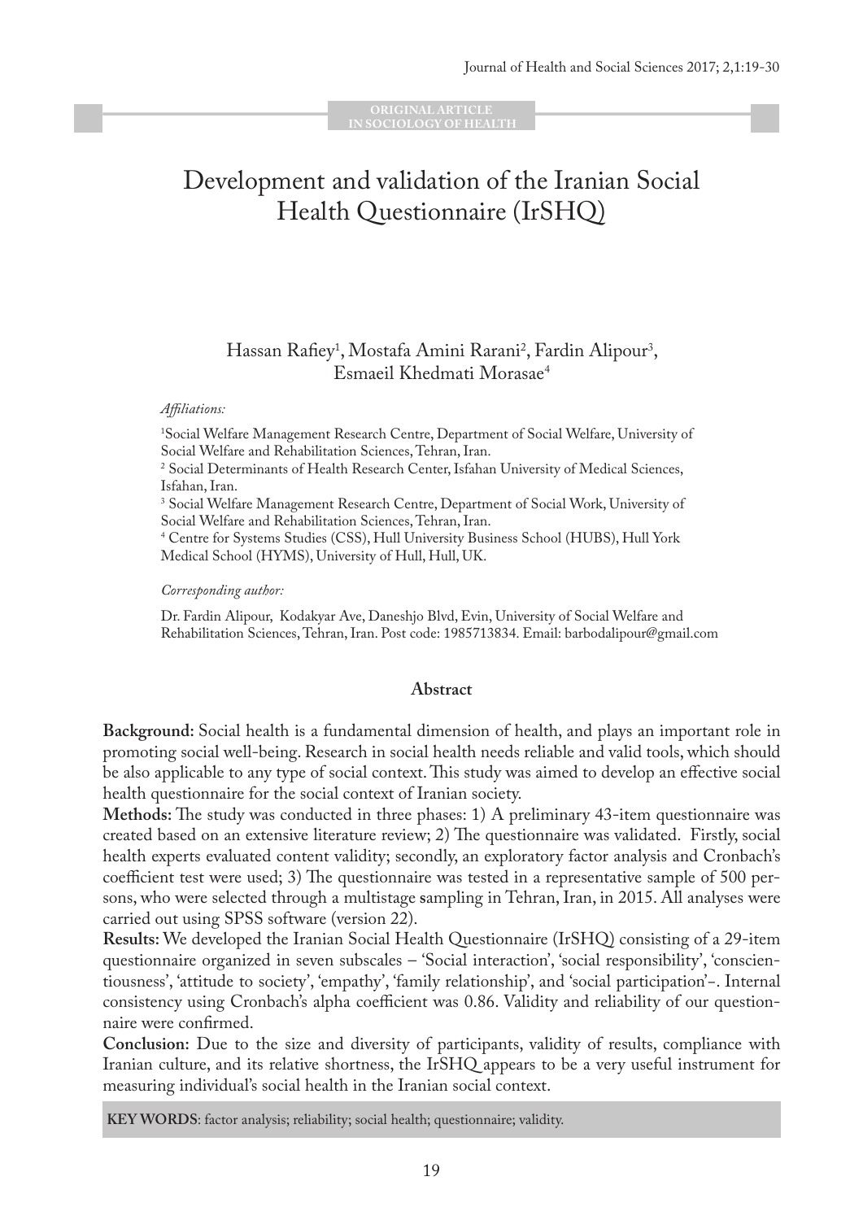ORIGINAL ARTICLE
IN SOCIOLOGY OF HEALTH

# Development and validation of the Iranian Social Health Questionnaire (IrSHQ)

Hassan Rafiey[1], Mostafa Amini Rarani[2], Fardin Alipour[3], Esmaeil Khedmati Morasae[4]

*Affiliations:*

[1]Social Welfare Management Research Centre, Department of Social Welfare, University of Social Welfare and Rehabilitation Sciences, Tehran, Iran.
[2] Social Determinants of Health Research Center, Isfahan University of Medical Sciences, Isfahan, Iran.
[3] Social Welfare Management Research Centre, Department of Social Work, University of Social Welfare and Rehabilitation Sciences, Tehran, Iran.
[4] Centre for Systems Studies (CSS), Hull University Business School (HUBS), Hull York Medical School (HYMS), University of Hull, Hull, UK.

*Corresponding author:*

Dr. Fardin Alipour, Kodakyar Ave, Daneshjo Blvd, Evin, University of Social Welfare and Rehabilitation Sciences, Tehran, Iran. Post code: 1985713834. Email: barbodalipour@gmail.com

## Abstract

**Background:** Social health is a fundamental dimension of health, and plays an important role in promoting social well-being. Research in social health needs reliable and valid tools, which should be also applicable to any type of social context. This study was aimed to develop an effective social health questionnaire for the social context of Iranian society.

**Methods:** The study was conducted in three phases: 1) A preliminary 43-item questionnaire was created based on an extensive literature review; 2) The questionnaire was validated. Firstly, social health experts evaluated content validity; secondly, an exploratory factor analysis and Cronbach's coefficient test were used; 3) The questionnaire was tested in a representative sample of 500 persons, who were selected through a multistage sampling in Tehran, Iran, in 2015. All analyses were carried out using SPSS software (version 22).

**Results:** We developed the Iranian Social Health Questionnaire (IrSHQ) consisting of a 29-item questionnaire organized in seven subscales – 'Social interaction', 'social responsibility', 'conscientiousness', 'attitude to society', 'empathy', 'family relationship', and 'social participation'-. Internal consistency using Cronbach's alpha coefficient was 0.86. Validity and reliability of our questionnaire were confirmed.

**Conclusion:** Due to the size and diversity of participants, validity of results, compliance with Iranian culture, and its relative shortness, the IrSHQ appears to be a very useful instrument for measuring individual's social health in the Iranian social context.

**KEY WORDS**: factor analysis; reliability; social health; questionnaire; validity.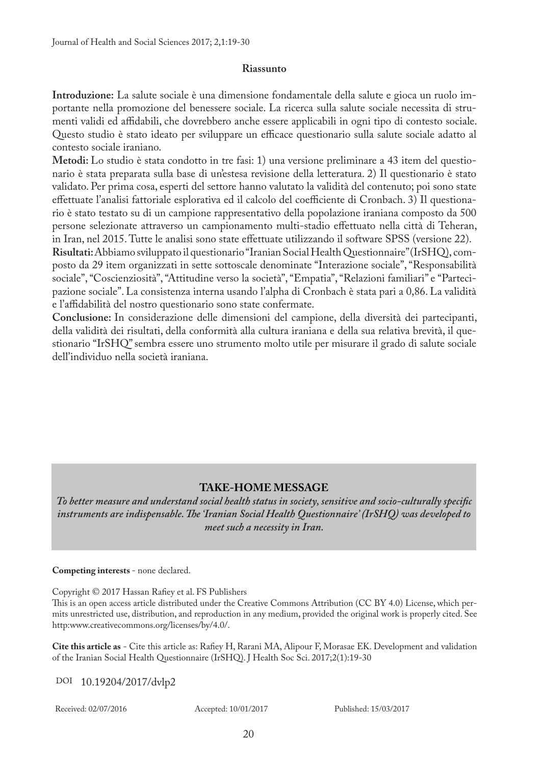### Riassunto

**Introduzione:** La salute sociale è una dimensione fondamentale della salute e gioca un ruolo importante nella promozione del benessere sociale. La ricerca sulla salute sociale necessita di strumenti validi ed affidabili, che dovrebbero anche essere applicabili in ogni tipo di contesto sociale. Questo studio è stato ideato per sviluppare un efficace questionario sulla salute sociale adatto al contesto sociale iraniano.

**Metodi:** Lo studio è stata condotto in tre fasi: 1) una versione preliminare a 43 item del questionario è stata preparata sulla base di un'estesa revisione della letteratura. 2) Il questionario è stato validato. Per prima cosa, esperti del settore hanno valutato la validità del contenuto; poi sono state effettuate l'analisi fattoriale esplorativa ed il calcolo del coefficiente di Cronbach. 3) Il questionario è stato testato su di un campione rappresentativo della popolazione iraniana composto da 500 persone selezionate attraverso un campionamento multi-stadio effettuato nella città di Teheran, in Iran, nel 2015. Tutte le analisi sono state effettuate utilizzando il software SPSS (versione 22).

**Risultati:** Abbiamo sviluppato il questionario "Iranian Social Health Questionnaire" (IrSHQ), composto da 29 item organizzati in sette sottoscale denominate "Interazione sociale", "Responsabilità sociale", "Coscienziosità", "Attitudine verso la società", "Empatia", "Relazioni familiari" e "Partecipazione sociale". La consistenza interna usando l'alpha di Cronbach è stata pari a 0,86. La validità e l'affidabilità del nostro questionario sono state confermate.

**Conclusione:** In considerazione delle dimensioni del campione, della diversità dei partecipanti, della validità dei risultati, della conformità alla cultura iraniana e della sua relativa brevità, il questionario "IrSHQ" sembra essere uno strumento molto utile per misurare il grado di salute sociale dell'individuo nella società iraniana.

### TAKE-HOME MESSAGE

***To better measure and understand social health status in society, sensitive and socio-culturally specific instruments are indispensable. The 'Iranian Social Health Questionnaire' (IrSHQ) was developed to meet such a necessity in Iran.***

**Competing interests** - none declared.

Copyright © 2017 Hassan Rafiey et al. FS Publishers

This is an open access article distributed under the Creative Commons Attribution (CC BY 4.0) License, which permits unrestricted use, distribution, and reproduction in any medium, provided the original work is properly cited. See http:www.creativecommons.org/licenses/by/4.0/.

**Cite this article as** - Cite this article as: Rafiey H, Rarani MA, Alipour F, Morasae EK. Development and validation of the Iranian Social Health Questionnaire (IrSHQ). J Health Soc Sci. 2017;2(1):19-30

DOI 10.19204/2017/dvlp2

Received: 02/07/2016 Accepted: 10/01/2017 Published: 15/03/2017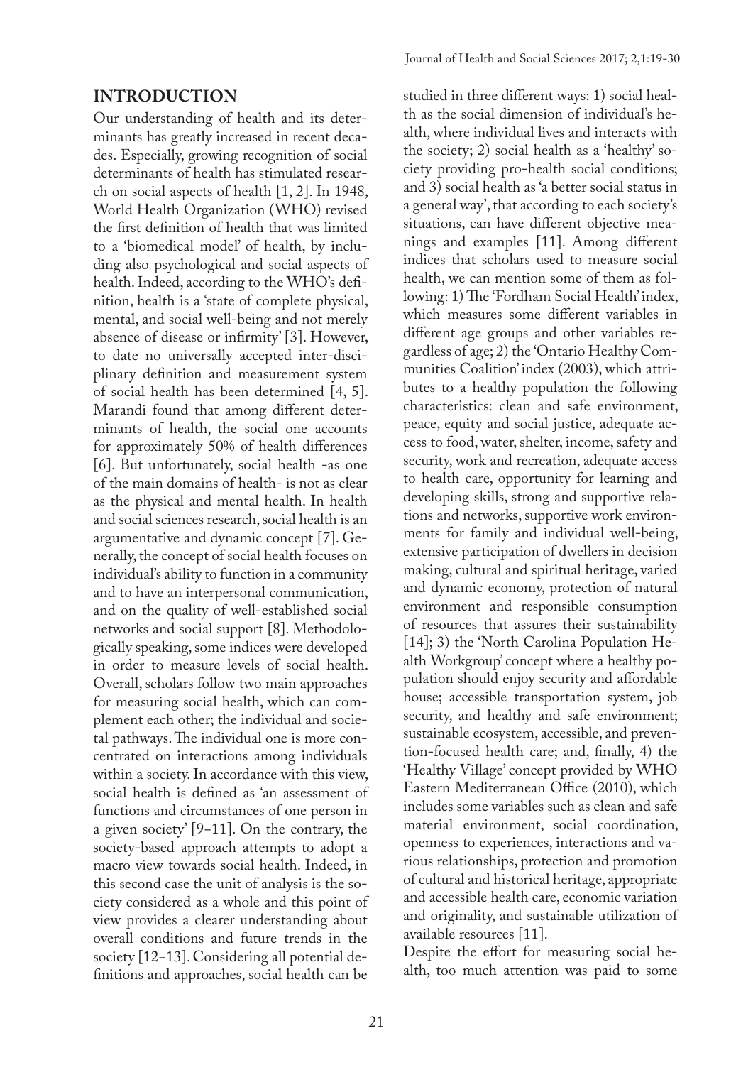## INTRODUCTION

Our understanding of health and its determinants has greatly increased in recent decades. Especially, growing recognition of social determinants of health has stimulated research on social aspects of health [1, 2]. In 1948, World Health Organization (WHO) revised the first definition of health that was limited to a 'biomedical model' of health, by including also psychological and social aspects of health. Indeed, according to the WHO's definition, health is a 'state of complete physical, mental, and social well-being and not merely absence of disease or infirmity' [3]. However, to date no universally accepted inter-disciplinary definition and measurement system of social health has been determined [4, 5]. Marandi found that among different determinants of health, the social one accounts for approximately 50% of health differences [6]. But unfortunately, social health -as one of the main domains of health- is not as clear as the physical and mental health. In health and social sciences research, social health is an argumentative and dynamic concept [7]. Generally, the concept of social health focuses on individual's ability to function in a community and to have an interpersonal communication, and on the quality of well-established social networks and social support [8]. Methodologically speaking, some indices were developed in order to measure levels of social health. Overall, scholars follow two main approaches for measuring social health, which can complement each other; the individual and societal pathways. The individual one is more concentrated on interactions among individuals within a society. In accordance with this view, social health is defined as 'an assessment of functions and circumstances of one person in a given society' [9-11]. On the contrary, the society-based approach attempts to adopt a macro view towards social health. Indeed, in this second case the unit of analysis is the society considered as a whole and this point of view provides a clearer understanding about overall conditions and future trends in the society [12-13]. Considering all potential definitions and approaches, social health can be studied in three different ways: 1) social health as the social dimension of individual's health, where individual lives and interacts with the society; 2) social health as a 'healthy' society providing pro-health social conditions; and 3) social health as 'a better social status in a general way', that according to each society's situations, can have different objective meanings and examples [11]. Among different indices that scholars used to measure social health, we can mention some of them as following: 1) The 'Fordham Social Health' index, which measures some different variables in different age groups and other variables regardless of age; 2) the 'Ontario Healthy Communities Coalition' index (2003), which attributes to a healthy population the following characteristics: clean and safe environment, peace, equity and social justice, adequate access to food, water, shelter, income, safety and security, work and recreation, adequate access to health care, opportunity for learning and developing skills, strong and supportive relations and networks, supportive work environments for family and individual well-being, extensive participation of dwellers in decision making, cultural and spiritual heritage, varied and dynamic economy, protection of natural environment and responsible consumption of resources that assures their sustainability [14]; 3) the 'North Carolina Population Health Workgroup' concept where a healthy population should enjoy security and affordable house; accessible transportation system, job security, and healthy and safe environment; sustainable ecosystem, accessible, and prevention-focused health care; and, finally, 4) the 'Healthy Village' concept provided by WHO Eastern Mediterranean Office (2010), which includes some variables such as clean and safe material environment, social coordination, openness to experiences, interactions and various relationships, protection and promotion of cultural and historical heritage, appropriate and accessible health care, economic variation and originality, and sustainable utilization of available resources [11].

Despite the effort for measuring social health, too much attention was paid to some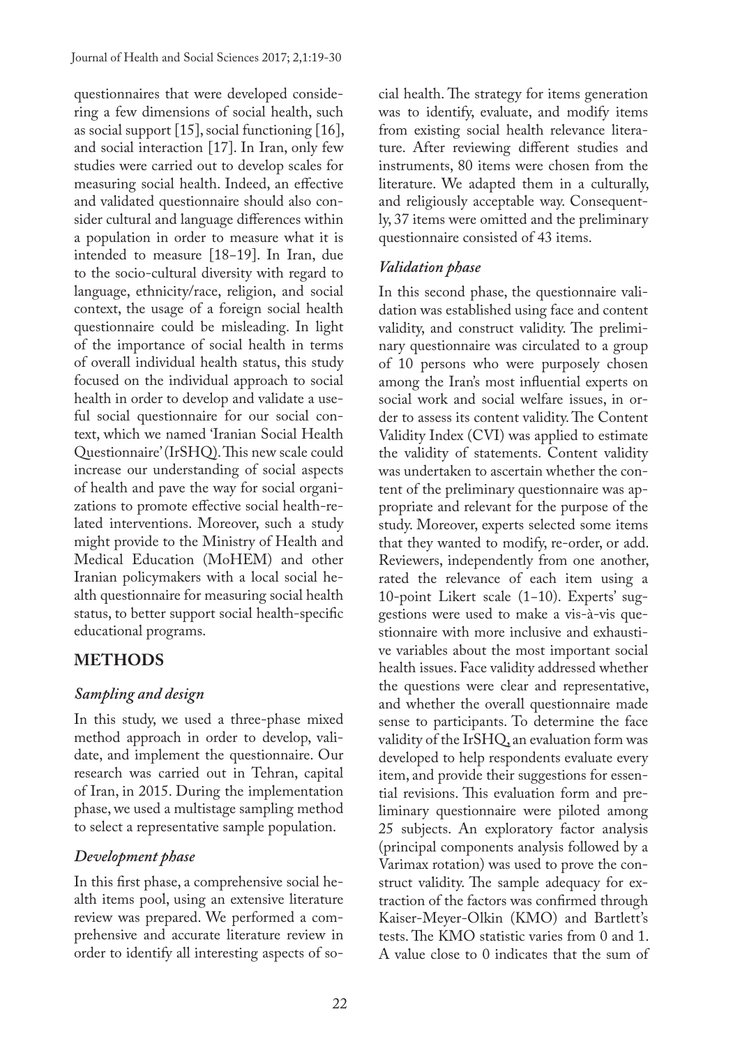questionnaires that were developed considering a few dimensions of social health, such as social support [15], social functioning [16], and social interaction [17]. In Iran, only few studies were carried out to develop scales for measuring social health. Indeed, an effective and validated questionnaire should also consider cultural and language differences within a population in order to measure what it is intended to measure [18-19]. In Iran, due to the socio-cultural diversity with regard to language, ethnicity/race, religion, and social context, the usage of a foreign social health questionnaire could be misleading. In light of the importance of social health in terms of overall individual health status, this study focused on the individual approach to social health in order to develop and validate a useful social questionnaire for our social context, which we named 'Iranian Social Health Questionnaire' (IrSHQ). This new scale could increase our understanding of social aspects of health and pave the way for social organizations to promote effective social health-related interventions. Moreover, such a study might provide to the Ministry of Health and Medical Education (MoHEM) and other Iranian policymakers with a local social health questionnaire for measuring social health status, to better support social health-specific educational programs.

## METHODS

### *Sampling and design*

In this study, we used a three-phase mixed method approach in order to develop, validate, and implement the questionnaire. Our research was carried out in Tehran, capital of Iran, in 2015. During the implementation phase, we used a multistage sampling method to select a representative sample population.

### *Development phase*

In this first phase, a comprehensive social health items pool, using an extensive literature review was prepared. We performed a comprehensive and accurate literature review in order to identify all interesting aspects of social health. The strategy for items generation was to identify, evaluate, and modify items from existing social health relevance literature. After reviewing different studies and instruments, 80 items were chosen from the literature. We adapted them in a culturally, and religiously acceptable way. Consequently, 37 items were omitted and the preliminary questionnaire consisted of 43 items.

### *Validation phase*

In this second phase, the questionnaire validation was established using face and content validity, and construct validity. The preliminary questionnaire was circulated to a group of 10 persons who were purposely chosen among the Iran's most influential experts on social work and social welfare issues, in order to assess its content validity. The Content Validity Index (CVI) was applied to estimate the validity of statements. Content validity was undertaken to ascertain whether the content of the preliminary questionnaire was appropriate and relevant for the purpose of the study. Moreover, experts selected some items that they wanted to modify, re-order, or add. Reviewers, independently from one another, rated the relevance of each item using a 10-point Likert scale (1-10). Experts' suggestions were used to make a vis-à-vis questionnaire with more inclusive and exhaustive variables about the most important social health issues. Face validity addressed whether the questions were clear and representative, and whether the overall questionnaire made sense to participants. To determine the face validity of the IrSHQ, an evaluation form was developed to help respondents evaluate every item, and provide their suggestions for essential revisions. This evaluation form and preliminary questionnaire were piloted among 25 subjects. An exploratory factor analysis (principal components analysis followed by a Varimax rotation) was used to prove the construct validity. The sample adequacy for extraction of the factors was confirmed through Kaiser-Meyer-Olkin (KMO) and Bartlett's tests. The KMO statistic varies from 0 and 1. A value close to 0 indicates that the sum of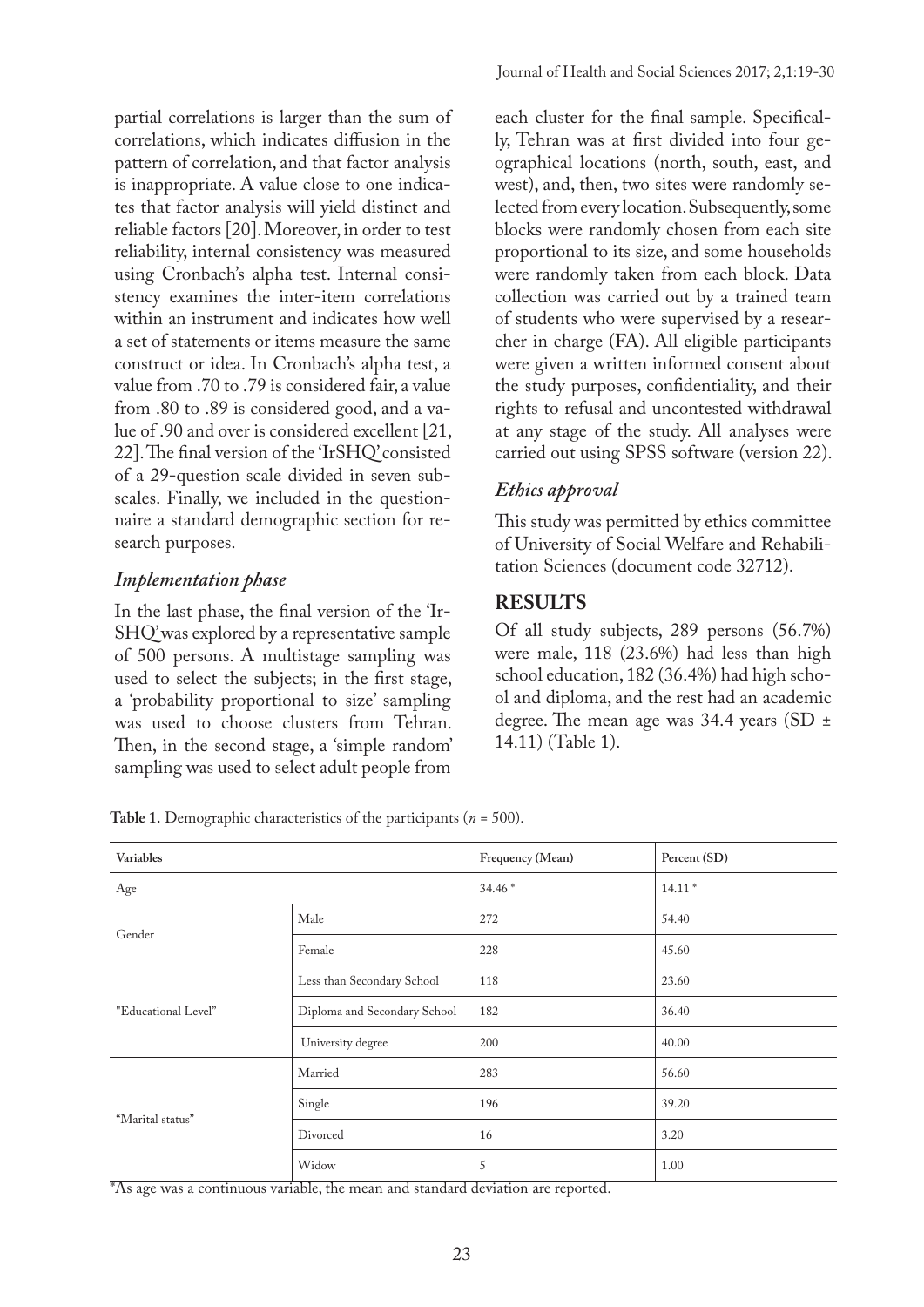partial correlations is larger than the sum of correlations, which indicates diffusion in the pattern of correlation, and that factor analysis is inappropriate. A value close to one indicates that factor analysis will yield distinct and reliable factors [20]. Moreover, in order to test reliability, internal consistency was measured using Cronbach's alpha test. Internal consistency examines the inter-item correlations within an instrument and indicates how well a set of statements or items measure the same construct or idea. In Cronbach's alpha test, a value from .70 to .79 is considered fair, a value from .80 to .89 is considered good, and a value of .90 and over is considered excellent [21, 22]. The final version of the 'IrSHQ' consisted of a 29-question scale divided in seven subscales. Finally, we included in the questionnaire a standard demographic section for research purposes.

### *Implementation phase*

In the last phase, the final version of the 'IrSHQ' was explored by a representative sample of 500 persons. A multistage sampling was used to select the subjects; in the first stage, a 'probability proportional to size' sampling was used to choose clusters from Tehran. Then, in the second stage, a 'simple random' sampling was used to select adult people from each cluster for the final sample. Specifically, Tehran was at first divided into four geographical locations (north, south, east, and west), and, then, two sites were randomly selected from every location. Subsequently, some blocks were randomly chosen from each site proportional to its size, and some households were randomly taken from each block. Data collection was carried out by a trained team of students who were supervised by a researcher in charge (FA). All eligible participants were given a written informed consent about the study purposes, confidentiality, and their rights to refusal and uncontested withdrawal at any stage of the study. All analyses were carried out using SPSS software (version 22).

### *Ethics approval*

This study was permitted by ethics committee of University of Social Welfare and Rehabilitation Sciences (document code 32712).

## RESULTS

Of all study subjects, 289 persons (56.7%) were male, 118 (23.6%) had less than high school education, 182 (36.4%) had high school and diploma, and the rest had an academic degree. The mean age was 34.4 years (SD ± 14.11) (Table 1).

**Table 1.** Demographic characteristics of the participants (*n* = 500).

| Variables | | Frequency (Mean) | Percent (SD) |
|---|---|---|---|
| Age | | 34.46 * | 14.11 * |
| Gender | Male | 272 | 54.40 |
| | Female | 228 | 45.60 |
| "Educational Level" | Less than Secondary School | 118 | 23.60 |
| | Diploma and Secondary School | 182 | 36.40 |
| | University degree | 200 | 40.00 |
| "Marital status" | Married | 283 | 56.60 |
| | Single | 196 | 39.20 |
| | Divorced | 16 | 3.20 |
| | Widow | 5 | 1.00 |

*As age was a continuous variable, the mean and standard deviation are reported.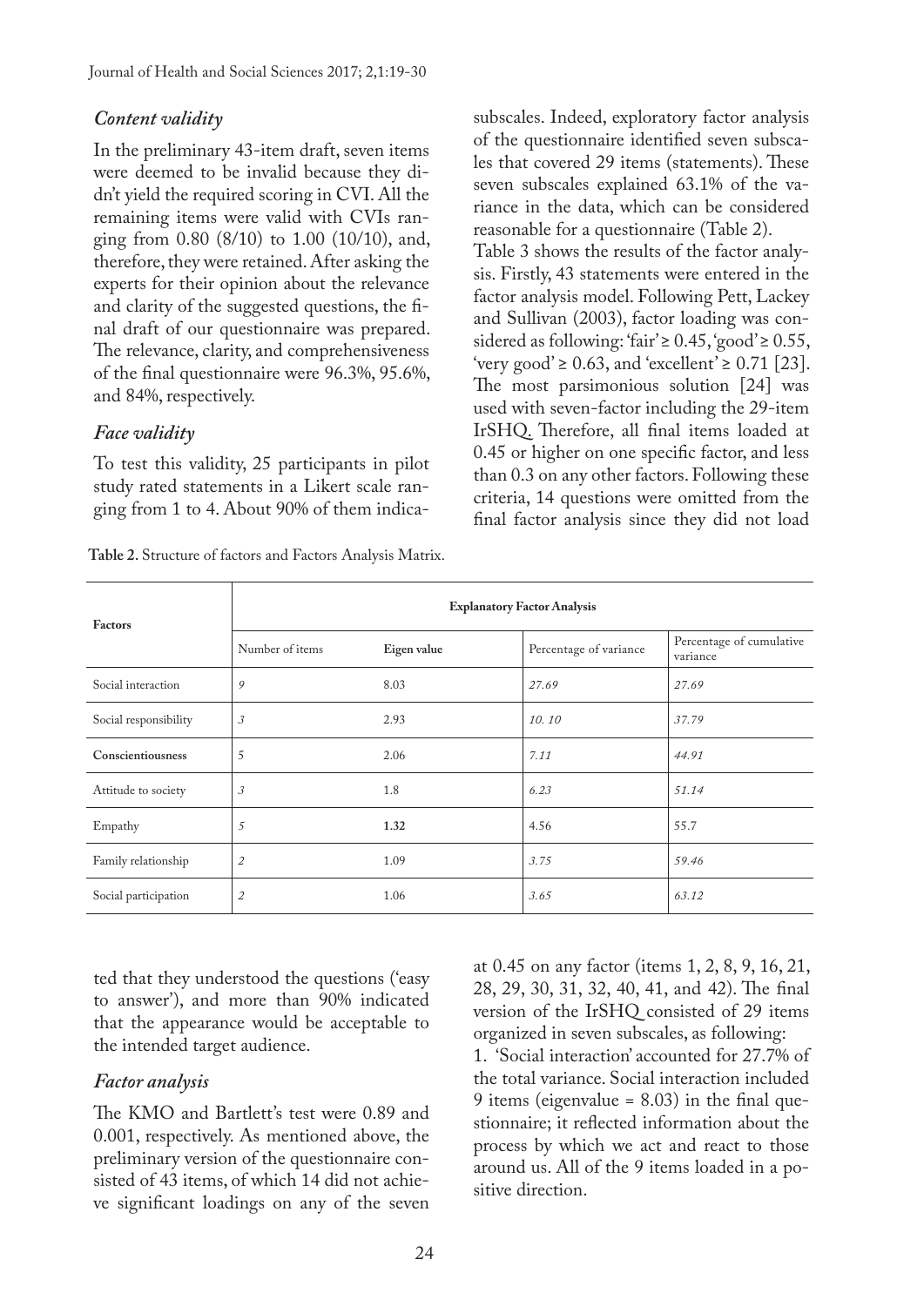### *Content validity*

In the preliminary 43-item draft, seven items were deemed to be invalid because they didn't yield the required scoring in CVI. All the remaining items were valid with CVIs ranging from 0.80 (8/10) to 1.00 (10/10), and, therefore, they were retained. After asking the experts for their opinion about the relevance and clarity of the suggested questions, the final draft of our questionnaire was prepared. The relevance, clarity, and comprehensiveness of the final questionnaire were 96.3%, 95.6%, and 84%, respectively.

### *Face validity*

To test this validity, 25 participants in pilot study rated statements in a Likert scale ranging from 1 to 4. About 90% of them indicated that they understood the questions ('easy to answer'), and more than 90% indicated that the appearance would be acceptable to the intended target audience.

### *Factor analysis*

The KMO and Bartlett's test were 0.89 and 0.001, respectively. As mentioned above, the preliminary version of the questionnaire consisted of 43 items, of which 14 did not achieve significant loadings on any of the seven subscales. Indeed, exploratory factor analysis of the questionnaire identified seven subscales that covered 29 items (statements). These seven subscales explained 63.1% of the variance in the data, which can be considered reasonable for a questionnaire (Table 2).

Table 3 shows the results of the factor analysis. Firstly, 43 statements were entered in the factor analysis model. Following Pett, Lackey and Sullivan (2003), factor loading was considered as following: 'fair' ≥ 0.45, 'good' ≥ 0.55, 'very good' ≥ 0.63, and 'excellent' ≥ 0.71 [23]. The most parsimonious solution [24] was used with seven-factor including the 29-item IrSHQ. Therefore, all final items loaded at 0.45 or higher on one specific factor, and less than 0.3 on any other factors. Following these criteria, 14 questions were omitted from the final factor analysis since they did not load at 0.45 on any factor (items 1, 2, 8, 9, 16, 21, 28, 29, 30, 31, 32, 40, 41, and 42). The final version of the IrSHQ consisted of 29 items organized in seven subscales, as following:

**Table 2.** Structure of factors and Factors Analysis Matrix.

| Factors | Explanatory Factor Analysis | | | |
|---|---|---|---|---|
| | Number of items | Eigen value | Percentage of variance | Percentage of cumulative variance |
| Social interaction | *9* | 8.03 | *27.69* | *27.69* |
| Social responsibility | *3* | 2.93 | *10. 10* | *37.79* |
| **Conscientiousness** | 5 | 2.06 | *7.11* | *44.91* |
| Attitude to society | *3* | 1.8 | *6.23* | *51.14* |
| Empathy | *5* | **1.32** | 4.56 | 55.7 |
| Family relationship | *2* | 1.09 | *3.75* | *59.46* |
| Social participation | *2* | 1.06 | *3.65* | *63.12* |

1. 'Social interaction' accounted for 27.7% of the total variance. Social interaction included 9 items (eigenvalue = 8.03) in the final questionnaire; it reflected information about the process by which we act and react to those around us. All of the 9 items loaded in a positive direction.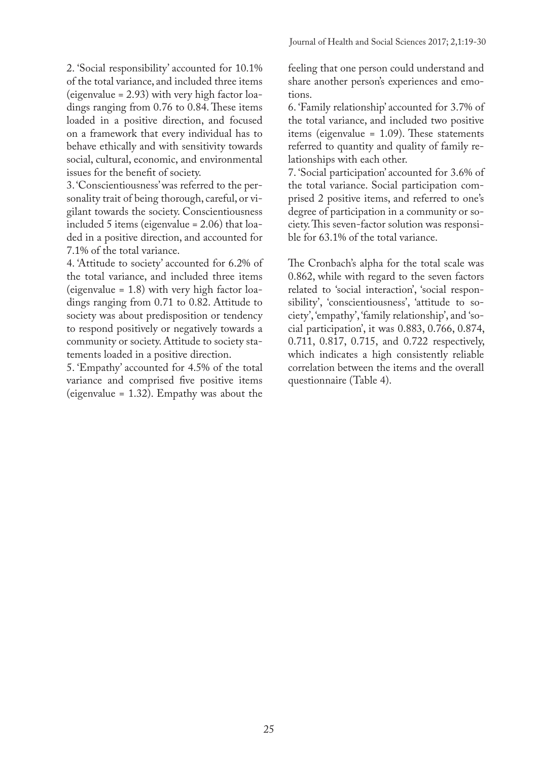2. 'Social responsibility' accounted for 10.1% of the total variance, and included three items (eigenvalue = 2.93) with very high factor loadings ranging from 0.76 to 0.84. These items loaded in a positive direction, and focused on a framework that every individual has to behave ethically and with sensitivity towards social, cultural, economic, and environmental issues for the benefit of society.

3. 'Conscientiousness' was referred to the personality trait of being thorough, careful, or vigilant towards the society. Conscientiousness included 5 items (eigenvalue = 2.06) that loaded in a positive direction, and accounted for 7.1% of the total variance.

4. 'Attitude to society' accounted for 6.2% of the total variance, and included three items (eigenvalue = 1.8) with very high factor loadings ranging from 0.71 to 0.82. Attitude to society was about predisposition or tendency to respond positively or negatively towards a community or society. Attitude to society statements loaded in a positive direction.

5. 'Empathy' accounted for 4.5% of the total variance and comprised five positive items (eigenvalue = 1.32). Empathy was about the feeling that one person could understand and share another person's experiences and emotions.

6. 'Family relationship' accounted for 3.7% of the total variance, and included two positive items (eigenvalue = 1.09). These statements referred to quantity and quality of family relationships with each other.

7. 'Social participation' accounted for 3.6% of the total variance. Social participation comprised 2 positive items, and referred to one's degree of participation in a community or society. This seven-factor solution was responsible for 63.1% of the total variance.

The Cronbach's alpha for the total scale was 0.862, while with regard to the seven factors related to 'social interaction', 'social responsibility', 'conscientiousness', 'attitude to society', 'empathy', 'family relationship', and 'social participation', it was 0.883, 0.766, 0.874, 0.711, 0.817, 0.715, and 0.722 respectively, which indicates a high consistently reliable correlation between the items and the overall questionnaire (Table 4).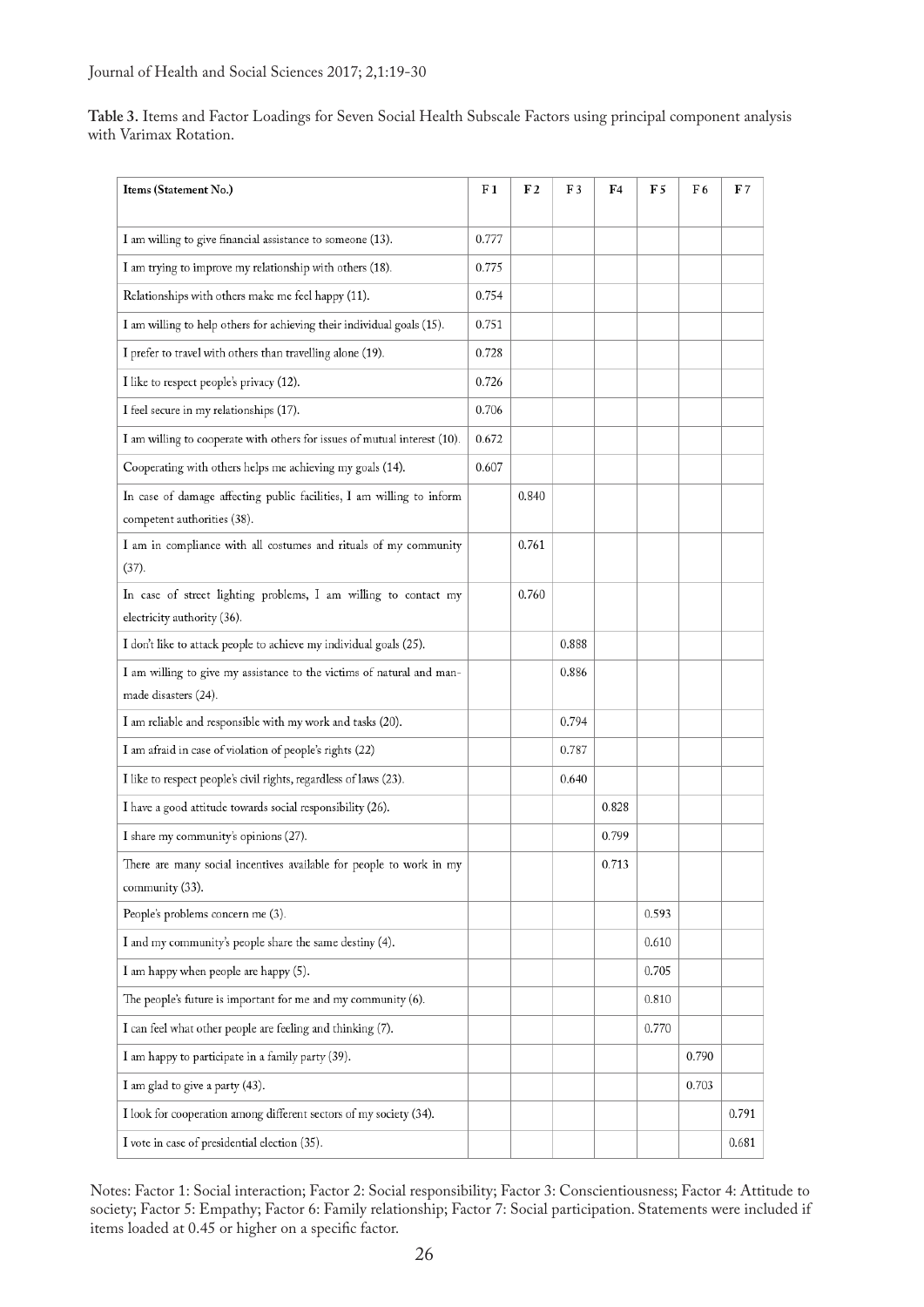**Table 3.** Items and Factor Loadings for Seven Social Health Subscale Factors using principal component analysis with Varimax Rotation.

| Items (Statement No.) | F1 | F2 | F3 | F4 | F5 | F6 | F7 |
|---|---|---|---|---|---|---|---|
| I am willing to give financial assistance to someone (13). | 0.777 | | | | | | |
| I am trying to improve my relationship with others (18). | 0.775 | | | | | | |
| Relationships with others make me feel happy (11). | 0.754 | | | | | | |
| I am willing to help others for achieving their individual goals (15). | 0.751 | | | | | | |
| I prefer to travel with others than travelling alone (19). | 0.728 | | | | | | |
| I like to respect people's privacy (12). | 0.726 | | | | | | |
| I feel secure in my relationships (17). | 0.706 | | | | | | |
| I am willing to cooperate with others for issues of mutual interest (10). | 0.672 | | | | | | |
| Cooperating with others helps me achieving my goals (14). | 0.607 | | | | | | |
| In case of damage affecting public facilities, I am willing to inform competent authorities (38). | | 0.840 | | | | | |
| I am in compliance with all costumes and rituals of my community (37). | | 0.761 | | | | | |
| In case of street lighting problems, I am willing to contact my electricity authority (36). | | 0.760 | | | | | |
| I don't like to attack people to achieve my individual goals (25). | | | 0.888 | | | | |
| I am willing to give my assistance to the victims of natural and man-made disasters (24). | | | 0.886 | | | | |
| I am reliable and responsible with my work and tasks (20). | | | 0.794 | | | | |
| I am afraid in case of violation of people's rights (22) | | | 0.787 | | | | |
| I like to respect people's civil rights, regardless of laws (23). | | | 0.640 | | | | |
| I have a good attitude towards social responsibility (26). | | | | 0.828 | | | |
| I share my community's opinions (27). | | | | 0.799 | | | |
| There are many social incentives available for people to work in my community (33). | | | | 0.713 | | | |
| People's problems concern me (3). | | | | | 0.593 | | |
| I and my community's people share the same destiny (4). | | | | | 0.610 | | |
| I am happy when people are happy (5). | | | | | 0.705 | | |
| The people's future is important for me and my community (6). | | | | | 0.810 | | |
| I can feel what other people are feeling and thinking (7). | | | | | 0.770 | | |
| I am happy to participate in a family party (39). | | | | | | 0.790 | |
| I am glad to give a party (43). | | | | | | 0.703 | |
| I look for cooperation among different sectors of my society (34). | | | | | | | 0.791 |
| I vote in case of presidential election (35). | | | | | | | 0.681 |

Notes: Factor 1: Social interaction; Factor 2: Social responsibility; Factor 3: Conscientiousness; Factor 4: Attitude to society; Factor 5: Empathy; Factor 6: Family relationship; Factor 7: Social participation. Statements were included if items loaded at 0.45 or higher on a specific factor.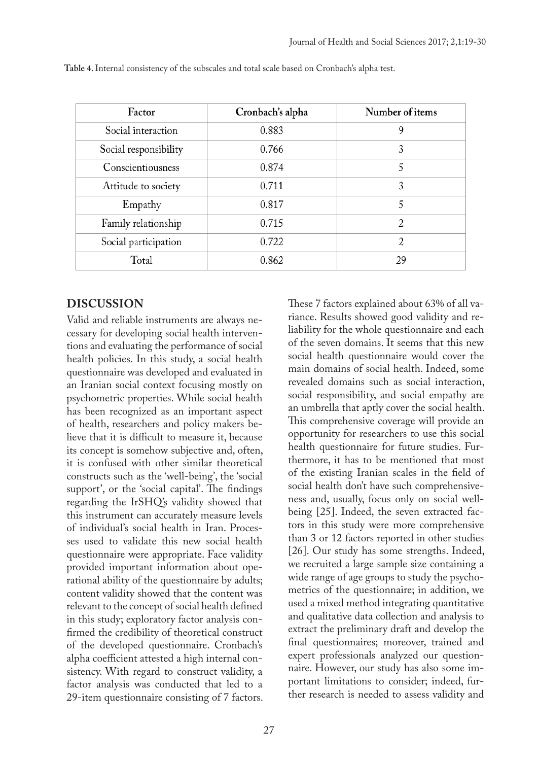**Table 4.** Internal consistency of the subscales and total scale based on Cronbach's alpha test.

| Factor | Cronbach's alpha | Number of items |
|---|---|---|
| Social interaction | 0.883 | 9 |
| Social responsibility | 0.766 | 3 |
| Conscientiousness | 0.874 | 5 |
| Attitude to society | 0.711 | 3 |
| Empathy | 0.817 | 5 |
| Family relationship | 0.715 | 2 |
| Social participation | 0.722 | 2 |
| Total | 0.862 | 29 |

## DISCUSSION

Valid and reliable instruments are always necessary for developing social health interventions and evaluating the performance of social health policies. In this study, a social health questionnaire was developed and evaluated in an Iranian social context focusing mostly on psychometric properties. While social health has been recognized as an important aspect of health, researchers and policy makers believe that it is difficult to measure it, because its concept is somehow subjective and, often, it is confused with other similar theoretical constructs such as the 'well-being', the 'social support', or the 'social capital'. The findings regarding the IrSHQ's validity showed that this instrument can accurately measure levels of individual's social health in Iran. Processes used to validate this new social health questionnaire were appropriate. Face validity provided important information about operational ability of the questionnaire by adults; content validity showed that the content was relevant to the concept of social health defined in this study; exploratory factor analysis confirmed the credibility of theoretical construct of the developed questionnaire. Cronbach's alpha coefficient attested a high internal consistency. With regard to construct validity, a factor analysis was conducted that led to a 29-item questionnaire consisting of 7 factors. These 7 factors explained about 63% of all variance. Results showed good validity and reliability for the whole questionnaire and each of the seven domains. It seems that this new social health questionnaire would cover the main domains of social health. Indeed, some revealed domains such as social interaction, social responsibility, and social empathy are an umbrella that aptly cover the social health. This comprehensive coverage will provide an opportunity for researchers to use this social health questionnaire for future studies. Furthermore, it has to be mentioned that most of the existing Iranian scales in the field of social health don't have such comprehensiveness and, usually, focus only on social well-being [25]. Indeed, the seven extracted factors in this study were more comprehensive than 3 or 12 factors reported in other studies [26]. Our study has some strengths. Indeed, we recruited a large sample size containing a wide range of age groups to study the psychometrics of the questionnaire; in addition, we used a mixed method integrating quantitative and qualitative data collection and analysis to extract the preliminary draft and develop the final questionnaires; moreover, trained and expert professionals analyzed our questionnaire. However, our study has also some important limitations to consider; indeed, further research is needed to assess validity and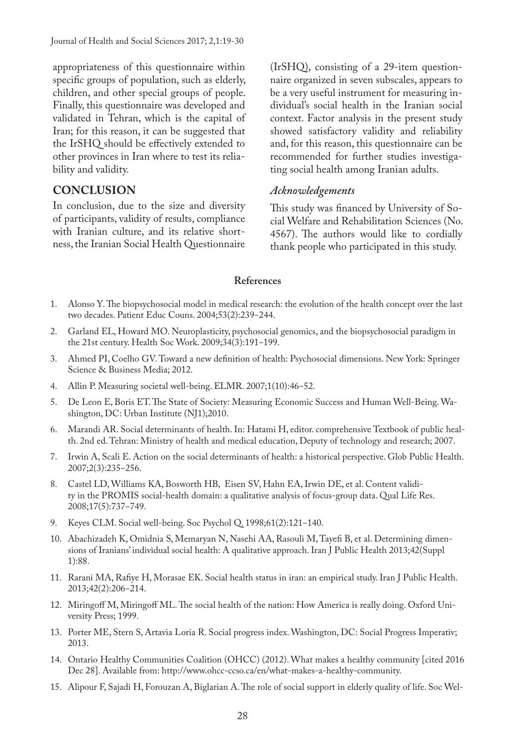appropriateness of this questionnaire within specific groups of population, such as elderly, children, and other special groups of people. Finally, this questionnaire was developed and validated in Tehran, which is the capital of Iran; for this reason, it can be suggested that the IrSHQ should be effectively extended to other provinces in Iran where to test its reliability and validity.

## CONCLUSION

In conclusion, due to the size and diversity of participants, validity of results, compliance with Iranian culture, and its relative shortness, the Iranian Social Health Questionnaire (IrSHQ), consisting of a 29-item questionnaire organized in seven subscales, appears to be a very useful instrument for measuring individual's social health in the Iranian social context. Factor analysis in the present study showed satisfactory validity and reliability and, for this reason, this questionnaire can be recommended for further studies investigating social health among Iranian adults.

### *Acknowledgements*

This study was financed by University of Social Welfare and Rehabilitation Sciences (No. 4567). The authors would like to cordially thank people who participated in this study.

## References

1. Alonso Y. The biopsychosocial model in medical research: the evolution of the health concept over the last two decades. Patient Educ Couns. 2004;53(2):239–244.
2. Garland EL, Howard MO. Neuroplasticity, psychosocial genomics, and the biopsychosocial paradigm in the 21st century. Health Soc Work. 2009;34(3):191–199.
3. Ahmed PI, Coelho GV. Toward a new definition of health: Psychosocial dimensions. New York: Springer Science & Business Media; 2012.
4. Allin P. Measuring societal well-being. ELMR. 2007;1(10):46–52.
5. De Leon E, Boris ET. The State of Society: Measuring Economic Success and Human Well-Being. Washington, DC: Urban Institute (NJ1);2010.
6. Marandi AR. Social determinants of health. In: Hatami H, editor. comprehensive Textbook of public health. 2nd ed. Tehran: Ministry of health and medical education, Deputy of technology and research; 2007.
7. Irwin A, Scali E. Action on the social determinants of health: a historical perspective. Glob Public Health. 2007;2(3):235–256.
8. Castel LD, Williams KA, Bosworth HB, Eisen SV, Hahn EA, Irwin DE, et al. Content validity in the PROMIS social-health domain: a qualitative analysis of focus-group data. Qual Life Res. 2008;17(5):737–749.
9. Keyes CLM. Social well-being. Soc Psychol Q. 1998;61(2):121–140.
10. Abachizadeh K, Omidnia S, Memaryan N, Nasehi AA, Rasouli M, Tayefi B, et al. Determining dimensions of Iranians' individual social health: A qualitative approach. Iran J Public Health 2013;42(Suppl 1):88.
11. Rarani MA, Rafiye H, Morasae EK. Social health status in iran: an empirical study. Iran J Public Health. 2013;42(2):206–214.
12. Miringoff M, Miringoff ML. The social health of the nation: How America is really doing. Oxford University Press; 1999.
13. Porter ME, Stern S, Artavia Loria R. Social progress index. Washington, DC: Social Progress Imperativ; 2013.
14. Ontario Healthy Communities Coalition (OHCC) (2012). What makes a healthy community [cited 2016 Dec 28]. Available from: http://www.ohcc-ccso.ca/en/what-makes-a-healthy-community.
15. Alipour F, Sajadi H, Forouzan A, Biglarian A. The role of social support in elderly quality of life. Soc Wel-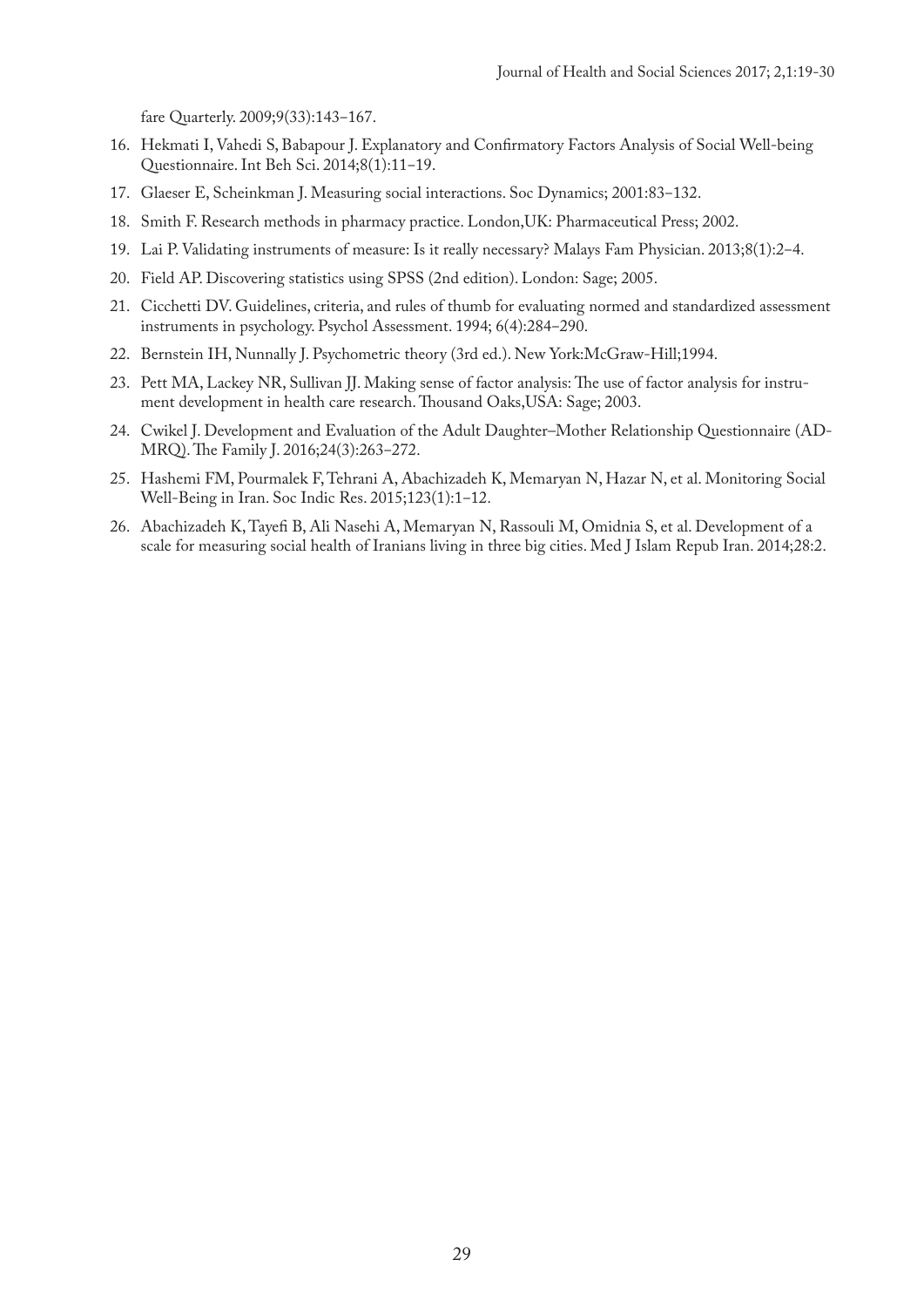fare Quarterly. 2009;9(33):143–167.

16. Hekmati I, Vahedi S, Babapour J. Explanatory and Confirmatory Factors Analysis of Social Well-being Questionnaire. Int Beh Sci. 2014;8(1):11–19.
17. Glaeser E, Scheinkman J. Measuring social interactions. Soc Dynamics; 2001:83–132.
18. Smith F. Research methods in pharmacy practice. London,UK: Pharmaceutical Press; 2002.
19. Lai P. Validating instruments of measure: Is it really necessary? Malays Fam Physician. 2013;8(1):2–4.
20. Field AP. Discovering statistics using SPSS (2nd edition). London: Sage; 2005.
21. Cicchetti DV. Guidelines, criteria, and rules of thumb for evaluating normed and standardized assessment instruments in psychology. Psychol Assessment. 1994; 6(4):284–290.
22. Bernstein IH, Nunnally J. Psychometric theory (3rd ed.). New York:McGraw-Hill;1994.
23. Pett MA, Lackey NR, Sullivan JJ. Making sense of factor analysis: The use of factor analysis for instrument development in health care research. Thousand Oaks,USA: Sage; 2003.
24. Cwikel J. Development and Evaluation of the Adult Daughter–Mother Relationship Questionnaire (AD-MRQ). The Family J. 2016;24(3):263–272.
25. Hashemi FM, Pourmalek F, Tehrani A, Abachizadeh K, Memaryan N, Hazar N, et al. Monitoring Social Well-Being in Iran. Soc Indic Res. 2015;123(1):1–12.
26. Abachizadeh K, Tayefi B, Ali Nasehi A, Memaryan N, Rassouli M, Omidnia S, et al. Development of a scale for measuring social health of Iranians living in three big cities. Med J Islam Repub Iran. 2014;28:2.